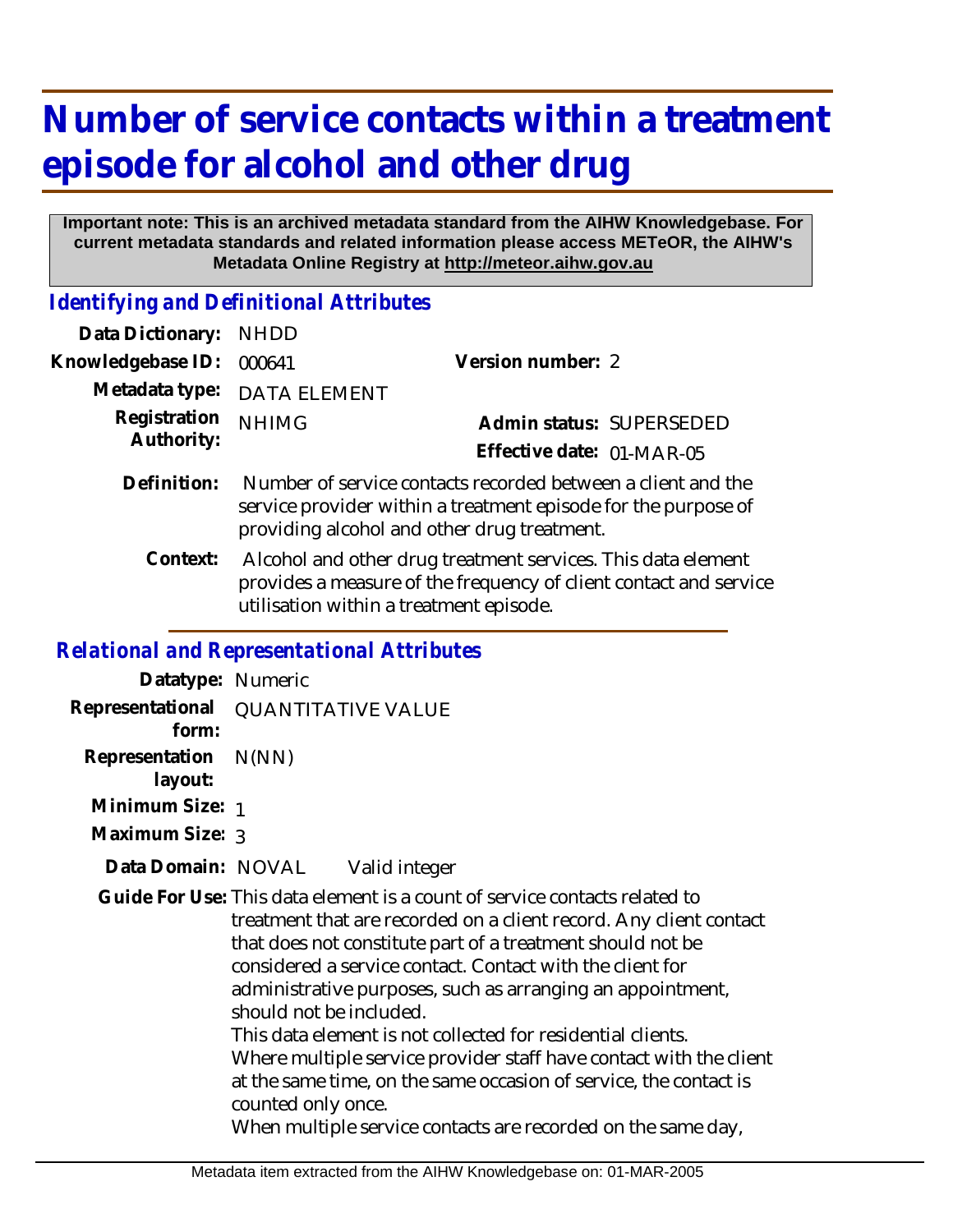# Number of service contacts within a treatment episode for alcohol and other drug

**Important note: This is an archived metadata standard from the AIHW Knowledgebase. For current metadata standards and related information please access METeOR, the AIHW's Metadata Online Registry at http://meteor.aihw.gov.au**

### *Identifying and Definitional Attributes*

| | | | |
|---|---|---|---|
| **Data Dictionary:** | NHDD | | |
| **Knowledgebase ID:** | 000641 | **Version number:** | 2 |
| **Metadata type:** | DATA ELEMENT | | |
| **Registration Authority:** | NHIMG | **Admin status:** | SUPERSEDED |
| | | **Effective date:** | 01-MAR-05 |

**Definition:** Number of service contacts recorded between a client and the service provider within a treatment episode for the purpose of providing alcohol and other drug treatment.

**Context:** Alcohol and other drug treatment services. This data element provides a measure of the frequency of client contact and service utilisation within a treatment episode.

### *Relational and Representational Attributes*

**Datatype:** Numeric

**Representational form:** QUANTITATIVE VALUE

**Representation layout:** N(NN)

**Minimum Size:** 1

**Maximum Size:** 3

**Data Domain:** NOVAL Valid integer

**Guide For Use:** This data element is a count of service contacts related to treatment that are recorded on a client record. Any client contact that does not constitute part of a treatment should not be considered a service contact. Contact with the client for administrative purposes, such as arranging an appointment, should not be included.

This data element is not collected for residential clients.

Where multiple service provider staff have contact with the client at the same time, on the same occasion of service, the contact is counted only once.

When multiple service contacts are recorded on the same day,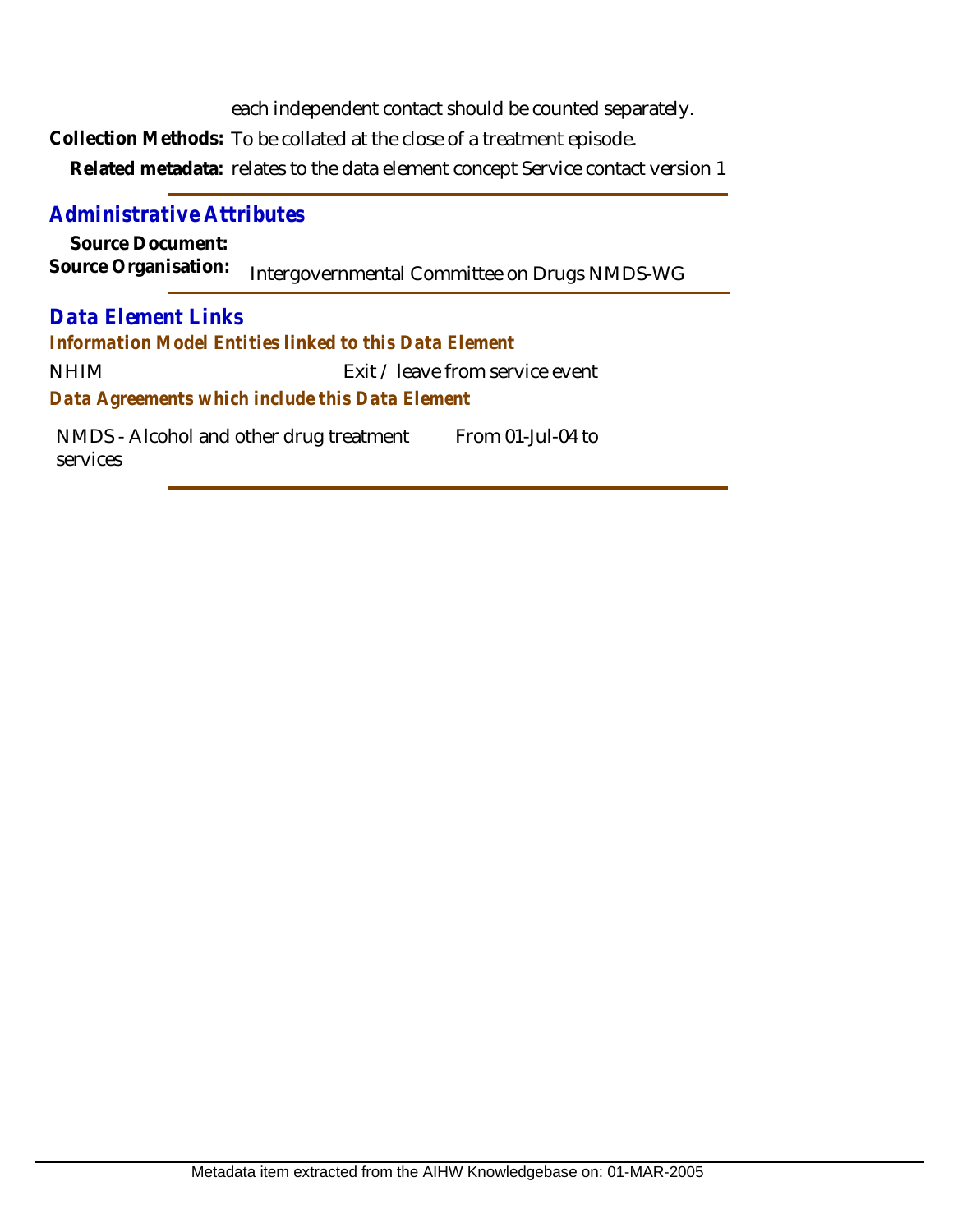each independent contact should be counted separately.

**Collection Methods:** To be collated at the close of a treatment episode.

**Related metadata:** relates to the data element concept Service contact version 1

## Administrative Attributes

**Source Document:**

**Source Organisation:** Intergovernmental Committee on Drugs NMDS-WG

## Data Element Links

### Information Model Entities linked to this Data Element

| | |
|---|---|
| NHIM | Exit / leave from service event |

### Data Agreements which include this Data Element

| | |
|---|---|
| NMDS - Alcohol and other drug treatment services | From 01-Jul-04 to |

Metadata item extracted from the AIHW Knowledgebase on: 01-MAR-2005